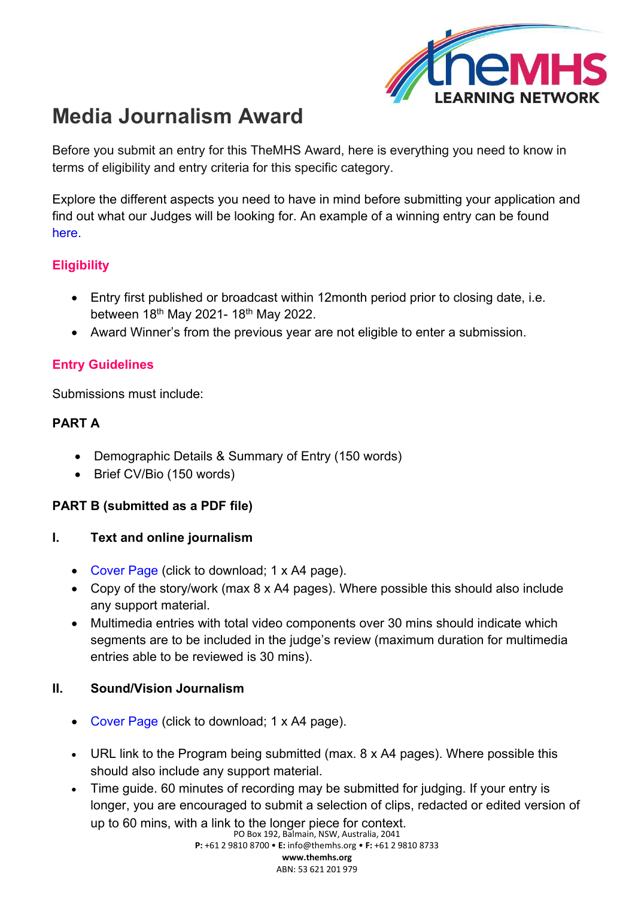# Media Journalism Award

Before you submit an entry for this TheMHS Award, here is everything you need to know in terms of eligibility and entry criteria for this specific category.

Explore the different aspects you need to have in mind before submitting your application and find out what our Judges will be looking for. An example of a winning entry can be found here.

## Eligibility

- Entry first published or broadcast within 12month period prior to closing date, i.e. between 18th May 2021- 18th May 2022.
- Award Winner's from the previous year are not eligible to enter a submission.

## Entry Guidelines

Submissions must include:

**PART A**

- Demographic Details & Summary of Entry (150 words)
- Brief CV/Bio (150 words)

**PART B (submitted as a PDF file)**

**I. Text and online journalism**

- Cover Page (click to download; 1 x A4 page).
- Copy of the story/work (max 8 x A4 pages). Where possible this should also include any support material.
- Multimedia entries with total video components over 30 mins should indicate which segments are to be included in the judge's review (maximum duration for multimedia entries able to be reviewed is 30 mins).

**II. Sound/Vision Journalism**

- Cover Page (click to download; 1 x A4 page).
- URL link to the Program being submitted (max. 8 x A4 pages). Where possible this should also include any support material.
- Time guide. 60 minutes of recording may be submitted for judging. If your entry is longer, you are encouraged to submit a selection of clips, redacted or edited version of up to 60 mins, with a link to the longer piece for context.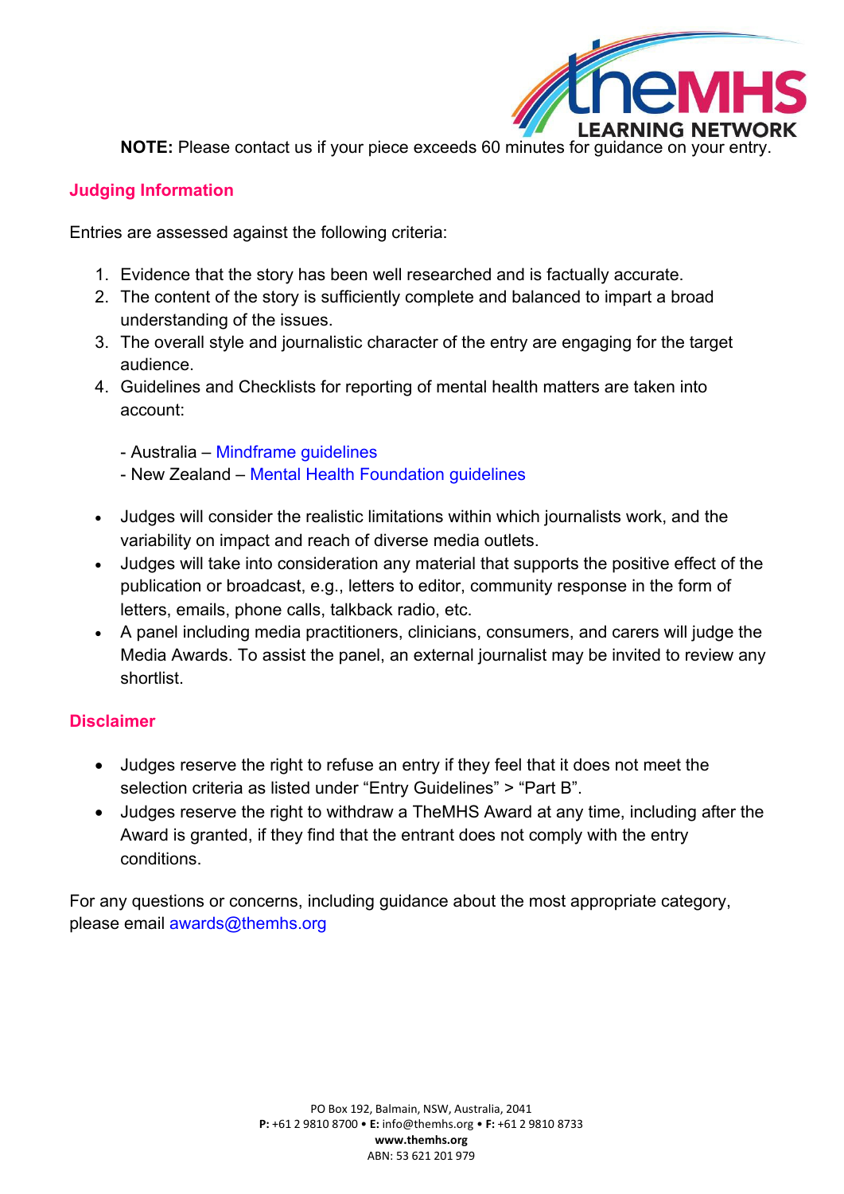**NOTE:** Please contact us if your piece exceeds 60 minutes for guidance on your entry.

## Judging Information

Entries are assessed against the following criteria:

1. Evidence that the story has been well researched and is factually accurate.
2. The content of the story is sufficiently complete and balanced to impart a broad understanding of the issues.
3. The overall style and journalistic character of the entry are engaging for the target audience.
4. Guidelines and Checklists for reporting of mental health matters are taken into account:

   - Australia – Mindframe guidelines
   - New Zealand – Mental Health Foundation guidelines

- Judges will consider the realistic limitations within which journalists work, and the variability on impact and reach of diverse media outlets.
- Judges will take into consideration any material that supports the positive effect of the publication or broadcast, e.g., letters to editor, community response in the form of letters, emails, phone calls, talkback radio, etc.
- A panel including media practitioners, clinicians, consumers, and carers will judge the Media Awards. To assist the panel, an external journalist may be invited to review any shortlist.

## Disclaimer

- Judges reserve the right to refuse an entry if they feel that it does not meet the selection criteria as listed under "Entry Guidelines" > "Part B".
- Judges reserve the right to withdraw a TheMHS Award at any time, including after the Award is granted, if they find that the entrant does not comply with the entry conditions.

For any questions or concerns, including guidance about the most appropriate category, please email awards@themhs.org